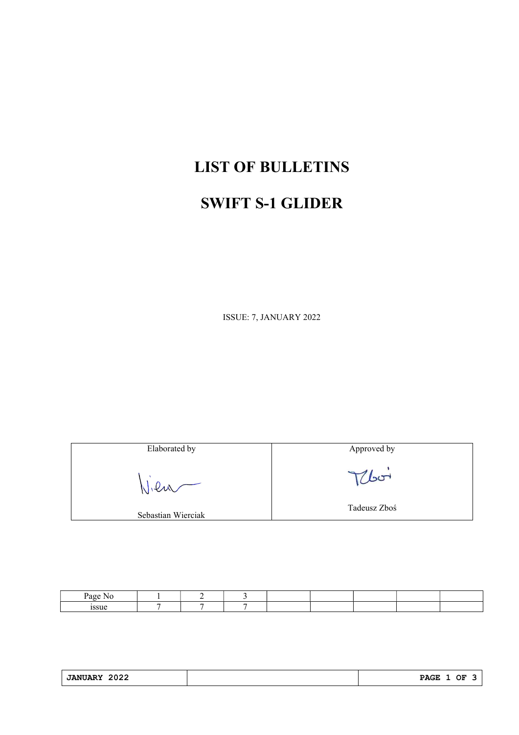# LIST OF BULLETINS

# SWIFT S-1 GLIDER

ISSUE: 7, JANUARY 2022

| Elaborated by | Approved by |
|---|---|
| Sebastian Wierciak | Tadeusz Zboś |

| Page No | 1 | 2 | 3 | | | | | |
|---|---|---|---|---|---|---|---|---|
| issue | 7 | 7 | 7 | | | | | |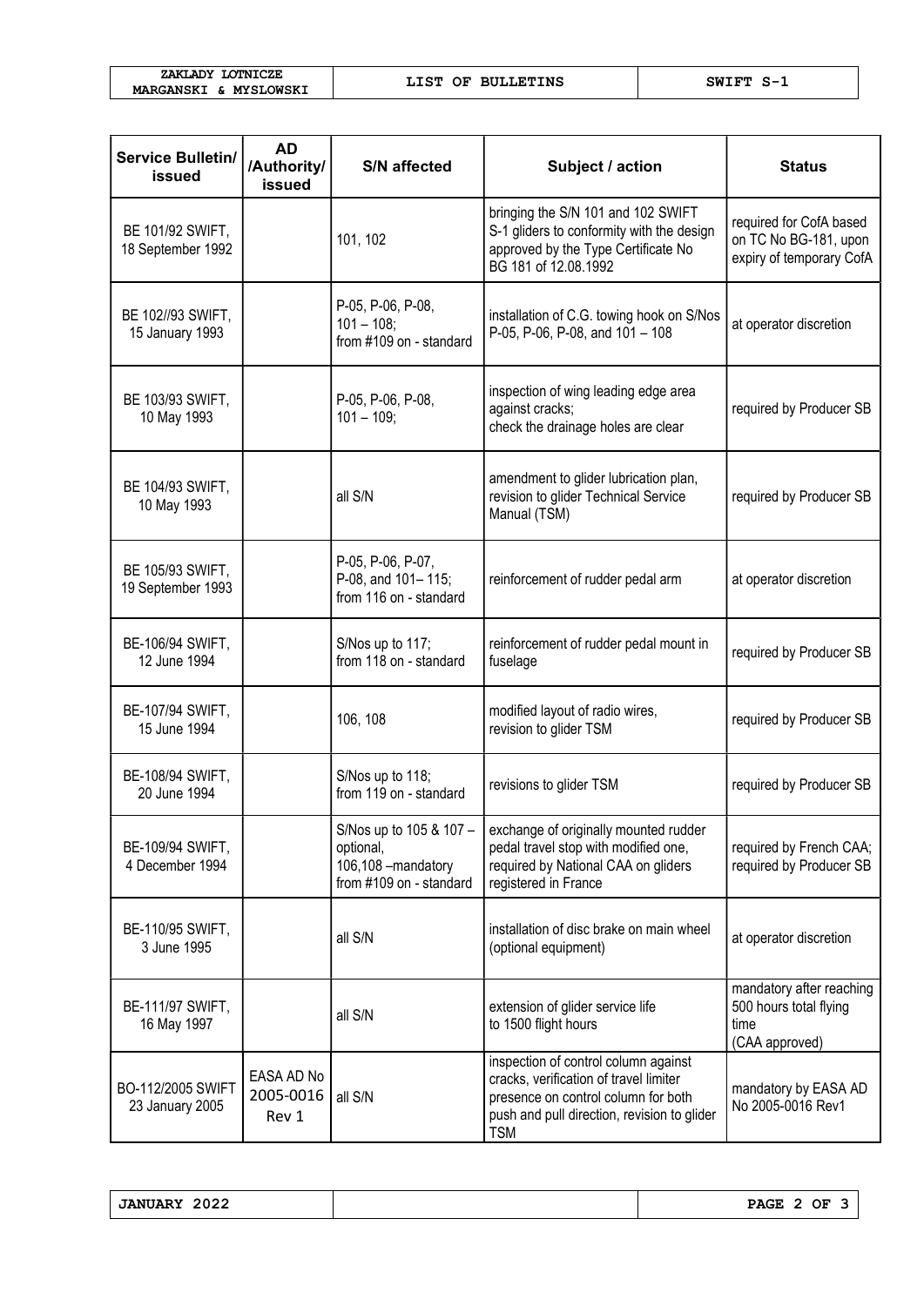| Service Bulletin/ issued | AD /Authority/ issued | S/N affected | Subject / action | Status |
|---|---|---|---|---|
| BE 101/92 SWIFT, 18 September 1992 | | 101, 102 | bringing the S/N 101 and 102 SWIFT S-1 gliders to conformity with the design approved by the Type Certificate No BG 181 of 12.08.1992 | required for CofA based on TC No BG-181, upon expiry of temporary CofA |
| BE 102//93 SWIFT, 15 January 1993 | | P-05, P-06, P-08, 101 – 108; from #109 on - standard | installation of C.G. towing hook on S/Nos P-05, P-06, P-08, and 101 – 108 | at operator discretion |
| BE 103/93 SWIFT, 10 May 1993 | | P-05, P-06, P-08, 101 – 109; | inspection of wing leading edge area against cracks; check the drainage holes are clear | required by Producer SB |
| BE 104/93 SWIFT, 10 May 1993 | | all S/N | amendment to glider lubrication plan, revision to glider Technical Service Manual (TSM) | required by Producer SB |
| BE 105/93 SWIFT, 19 September 1993 | | P-05, P-06, P-07, P-08, and 101– 115; from 116 on - standard | reinforcement of rudder pedal arm | at operator discretion |
| BE-106/94 SWIFT, 12 June 1994 | | S/Nos up to 117; from 118 on - standard | reinforcement of rudder pedal mount in fuselage | required by Producer SB |
| BE-107/94 SWIFT, 15 June 1994 | | 106, 108 | modified layout of radio wires, revision to glider TSM | required by Producer SB |
| BE-108/94 SWIFT, 20 June 1994 | | S/Nos up to 118; from 119 on - standard | revisions to glider TSM | required by Producer SB |
| BE-109/94 SWIFT, 4 December 1994 | | S/Nos up to 105 & 107 – optional, 106,108 –mandatory from #109 on - standard | exchange of originally mounted rudder pedal travel stop with modified one, required by National CAA on gliders registered in France | required by French CAA; required by Producer SB |
| BE-110/95 SWIFT, 3 June 1995 | | all S/N | installation of disc brake on main wheel (optional equipment) | at operator discretion |
| BE-111/97 SWIFT, 16 May 1997 | | all S/N | extension of glider service life to 1500 flight hours | mandatory after reaching 500 hours total flying time (CAA approved) |
| BO-112/2005 SWIFT 23 January 2005 | EASA AD No 2005-0016 Rev 1 | all S/N | inspection of control column against cracks, verification of travel limiter presence on control column for both push and pull direction, revision to glider TSM | mandatory by EASA AD No 2005-0016 Rev1 |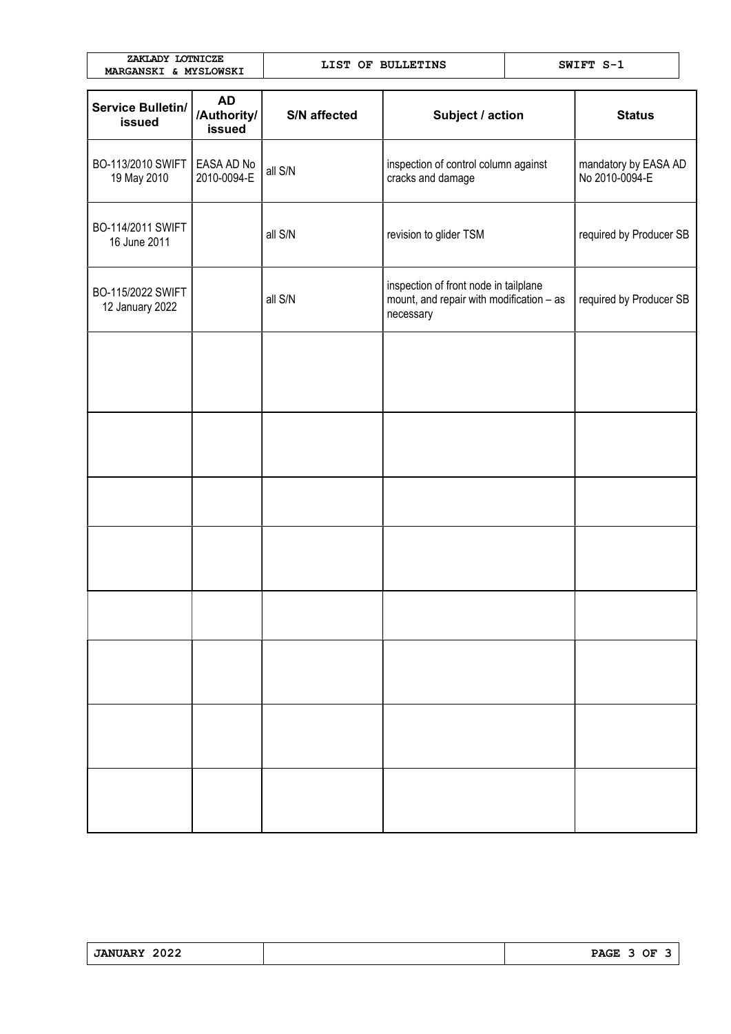| Service Bulletin/ issued | AD /Authority/ issued | S/N affected | Subject / action | Status |
|---|---|---|---|---|
| BO-113/2010 SWIFT 19 May 2010 | EASA AD No 2010-0094-E | all S/N | inspection of control column against cracks and damage | mandatory by EASA AD No 2010-0094-E |
| BO-114/2011 SWIFT 16 June 2011 | | all S/N | revision to glider TSM | required by Producer SB |
| BO-115/2022 SWIFT 12 January 2022 | | all S/N | inspection of front node in tailplane mount, and repair with modification – as necessary | required by Producer SB |
| | | | | |
| | | | | |
| | | | | |
| | | | | |
| | | | | |
| | | | | |
| | | | | |
| | | | | |